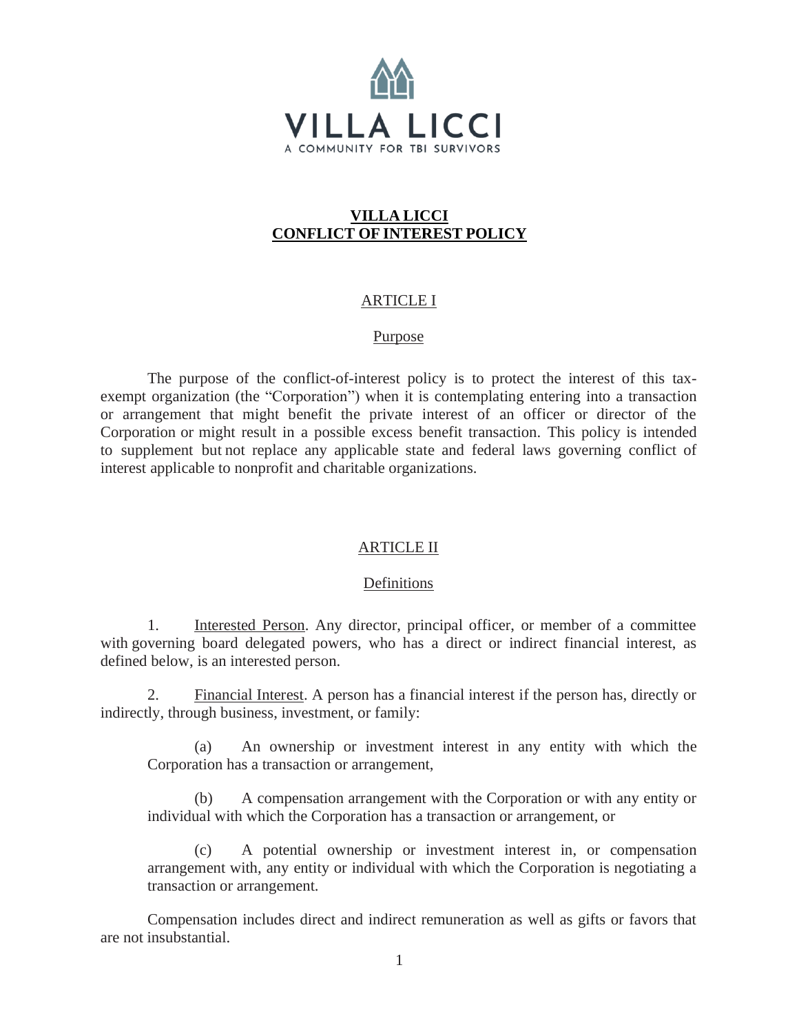VILLA LICCI

A COMMUNITY FOR TBI SURVIVORS

# VILLA LICCI CONFLICT OF INTEREST POLICY

## ARTICLE I

### Purpose

The purpose of the conflict-of-interest policy is to protect the interest of this tax-exempt organization (the "Corporation") when it is contemplating entering into a transaction or arrangement that might benefit the private interest of an officer or director of the Corporation or might result in a possible excess benefit transaction. This policy is intended to supplement but not replace any applicable state and federal laws governing conflict of interest applicable to nonprofit and charitable organizations.

## ARTICLE II

### Definitions

1. Interested Person. Any director, principal officer, or member of a committee with governing board delegated powers, who has a direct or indirect financial interest, as defined below, is an interested person.

2. Financial Interest. A person has a financial interest if the person has, directly or indirectly, through business, investment, or family:

   (a) An ownership or investment interest in any entity with which the Corporation has a transaction or arrangement,

   (b) A compensation arrangement with the Corporation or with any entity or individual with which the Corporation has a transaction or arrangement, or

   (c) A potential ownership or investment interest in, or compensation arrangement with, any entity or individual with which the Corporation is negotiating a transaction or arrangement.

Compensation includes direct and indirect remuneration as well as gifts or favors that are not insubstantial.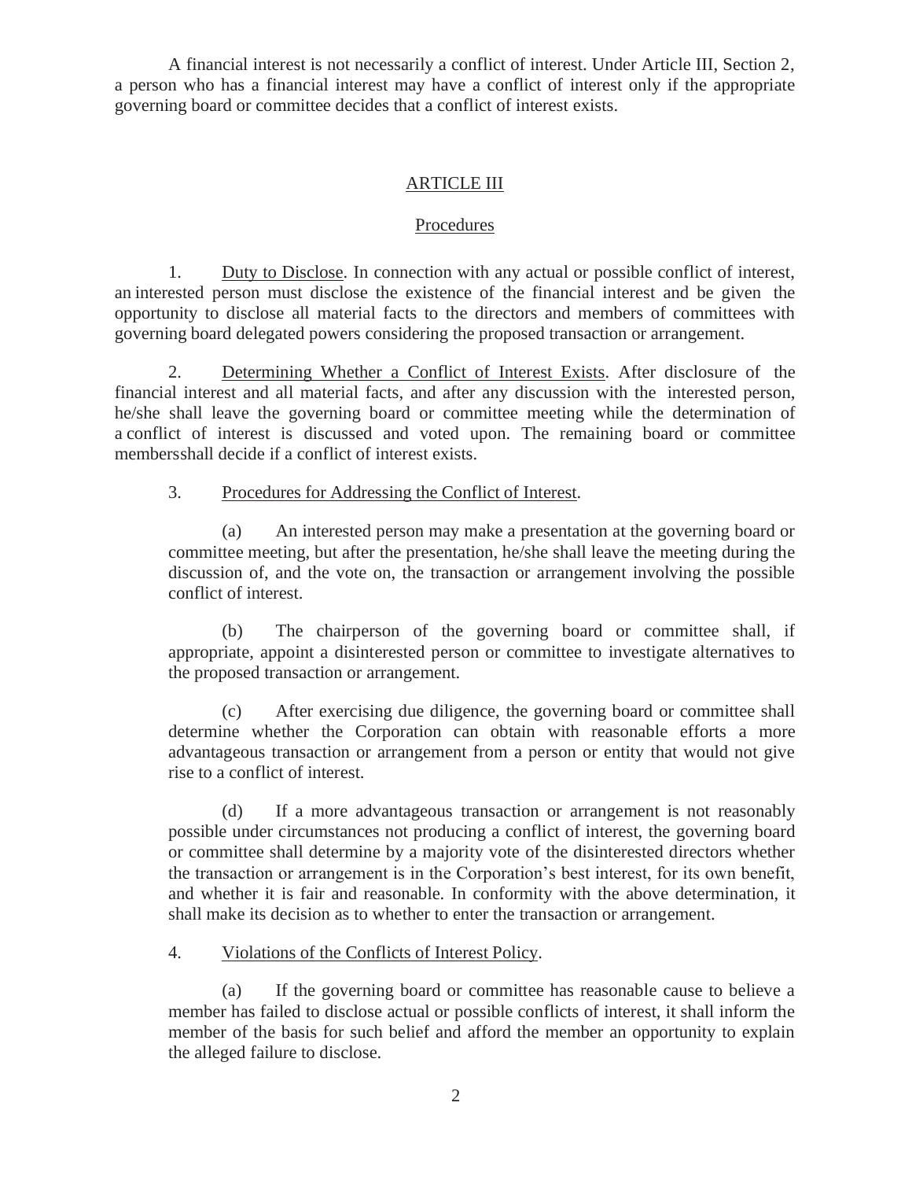A financial interest is not necessarily a conflict of interest. Under Article III, Section 2, a person who has a financial interest may have a conflict of interest only if the appropriate governing board or committee decides that a conflict of interest exists.

## ARTICLE III

### Procedures

1. Duty to Disclose. In connection with any actual or possible conflict of interest, an interested person must disclose the existence of the financial interest and be given the opportunity to disclose all material facts to the directors and members of committees with governing board delegated powers considering the proposed transaction or arrangement.

2. Determining Whether a Conflict of Interest Exists. After disclosure of the financial interest and all material facts, and after any discussion with the interested person, he/she shall leave the governing board or committee meeting while the determination of a conflict of interest is discussed and voted upon. The remaining board or committee membersshall decide if a conflict of interest exists.

3. Procedures for Addressing the Conflict of Interest.

   (a) An interested person may make a presentation at the governing board or committee meeting, but after the presentation, he/she shall leave the meeting during the discussion of, and the vote on, the transaction or arrangement involving the possible conflict of interest.

   (b) The chairperson of the governing board or committee shall, if appropriate, appoint a disinterested person or committee to investigate alternatives to the proposed transaction or arrangement.

   (c) After exercising due diligence, the governing board or committee shall determine whether the Corporation can obtain with reasonable efforts a more advantageous transaction or arrangement from a person or entity that would not give rise to a conflict of interest.

   (d) If a more advantageous transaction or arrangement is not reasonably possible under circumstances not producing a conflict of interest, the governing board or committee shall determine by a majority vote of the disinterested directors whether the transaction or arrangement is in the Corporation's best interest, for its own benefit, and whether it is fair and reasonable. In conformity with the above determination, it shall make its decision as to whether to enter the transaction or arrangement.

4. Violations of the Conflicts of Interest Policy.

   (a) If the governing board or committee has reasonable cause to believe a member has failed to disclose actual or possible conflicts of interest, it shall inform the member of the basis for such belief and afford the member an opportunity to explain the alleged failure to disclose.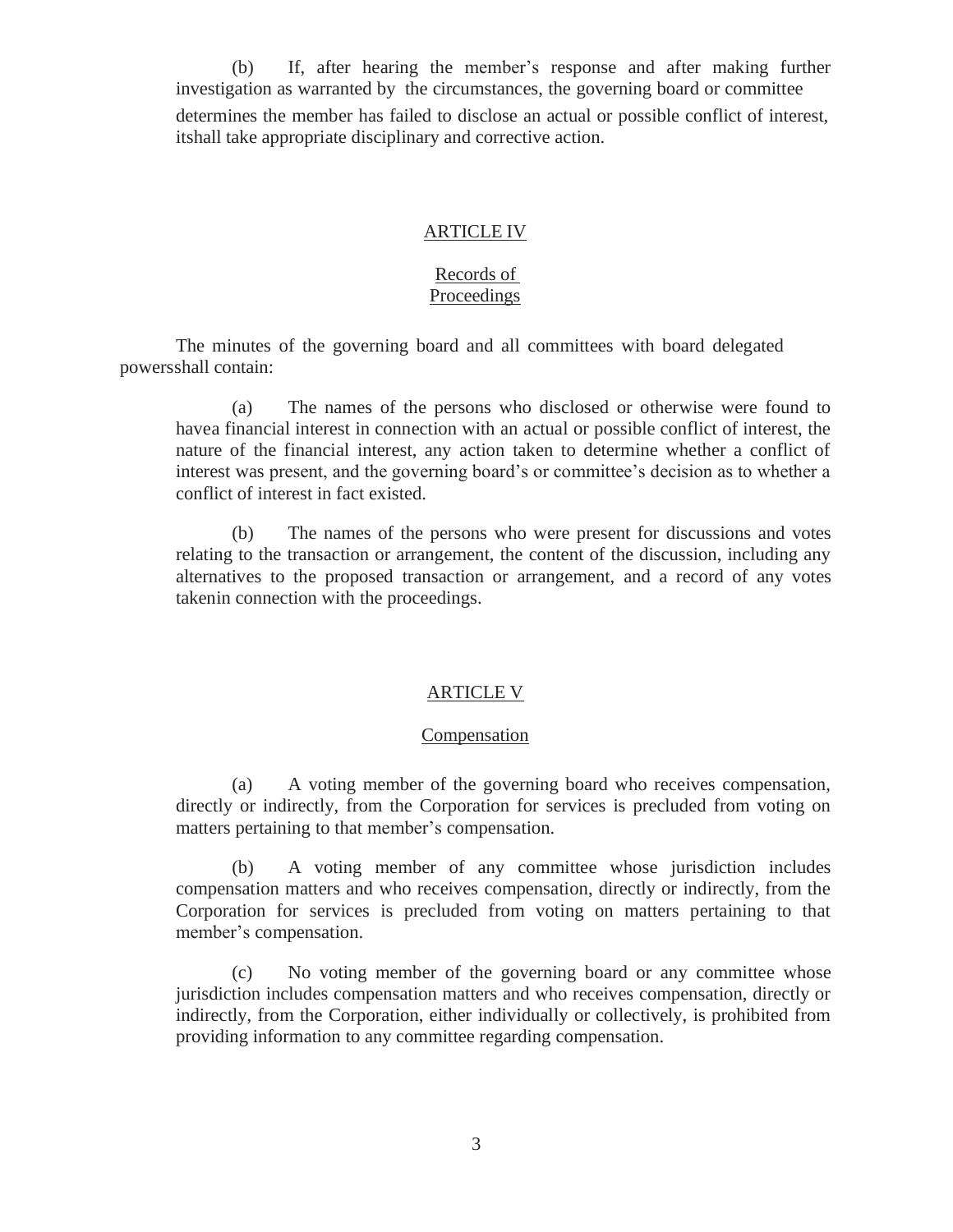(b) If, after hearing the member's response and after making further investigation as warranted by the circumstances, the governing board or committee determines the member has failed to disclose an actual or possible conflict of interest, itshall take appropriate disciplinary and corrective action.

## ARTICLE IV

## Records of Proceedings

The minutes of the governing board and all committees with board delegated powersshall contain:

(a) The names of the persons who disclosed or otherwise were found to havea financial interest in connection with an actual or possible conflict of interest, the nature of the financial interest, any action taken to determine whether a conflict of interest was present, and the governing board's or committee's decision as to whether a conflict of interest in fact existed.

(b) The names of the persons who were present for discussions and votes relating to the transaction or arrangement, the content of the discussion, including any alternatives to the proposed transaction or arrangement, and a record of any votes takenin connection with the proceedings.

## ARTICLE V

## Compensation

(a) A voting member of the governing board who receives compensation, directly or indirectly, from the Corporation for services is precluded from voting on matters pertaining to that member's compensation.

(b) A voting member of any committee whose jurisdiction includes compensation matters and who receives compensation, directly or indirectly, from the Corporation for services is precluded from voting on matters pertaining to that member's compensation.

(c) No voting member of the governing board or any committee whose jurisdiction includes compensation matters and who receives compensation, directly or indirectly, from the Corporation, either individually or collectively, is prohibited from providing information to any committee regarding compensation.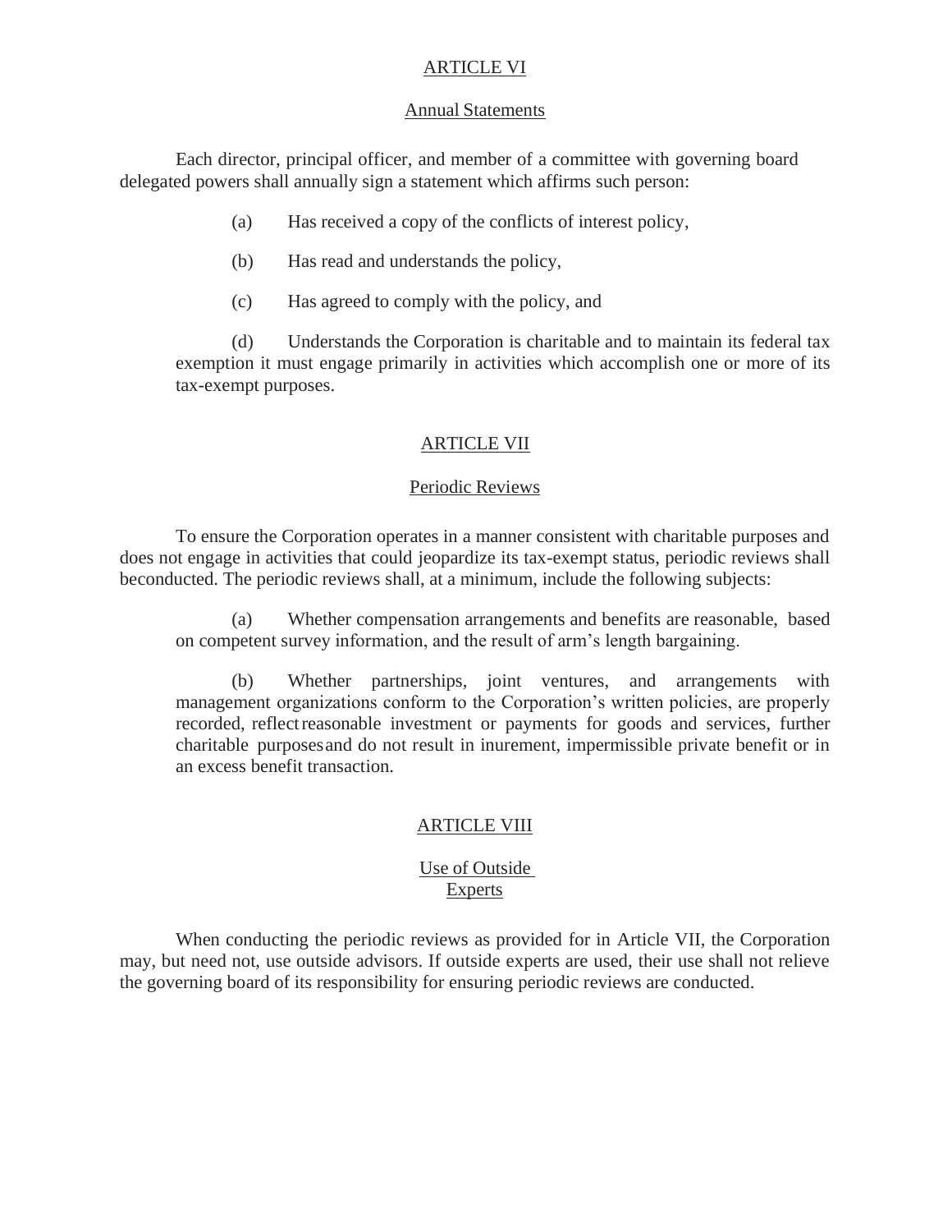## ARTICLE VI

### Annual Statements

Each director, principal officer, and member of a committee with governing board delegated powers shall annually sign a statement which affirms such person:

(a) Has received a copy of the conflicts of interest policy,

(b) Has read and understands the policy,

(c) Has agreed to comply with the policy, and

(d) Understands the Corporation is charitable and to maintain its federal tax exemption it must engage primarily in activities which accomplish one or more of its tax-exempt purposes.

## ARTICLE VII

### Periodic Reviews

To ensure the Corporation operates in a manner consistent with charitable purposes and does not engage in activities that could jeopardize its tax-exempt status, periodic reviews shall beconducted. The periodic reviews shall, at a minimum, include the following subjects:

(a) Whether compensation arrangements and benefits are reasonable, based on competent survey information, and the result of arm's length bargaining.

(b) Whether partnerships, joint ventures, and arrangements with management organizations conform to the Corporation's written policies, are properly recorded, reflect reasonable investment or payments for goods and services, further charitable purposes and do not result in inurement, impermissible private benefit or in an excess benefit transaction.

## ARTICLE VIII

### Use of Outside Experts

When conducting the periodic reviews as provided for in Article VII, the Corporation may, but need not, use outside advisors. If outside experts are used, their use shall not relieve the governing board of its responsibility for ensuring periodic reviews are conducted.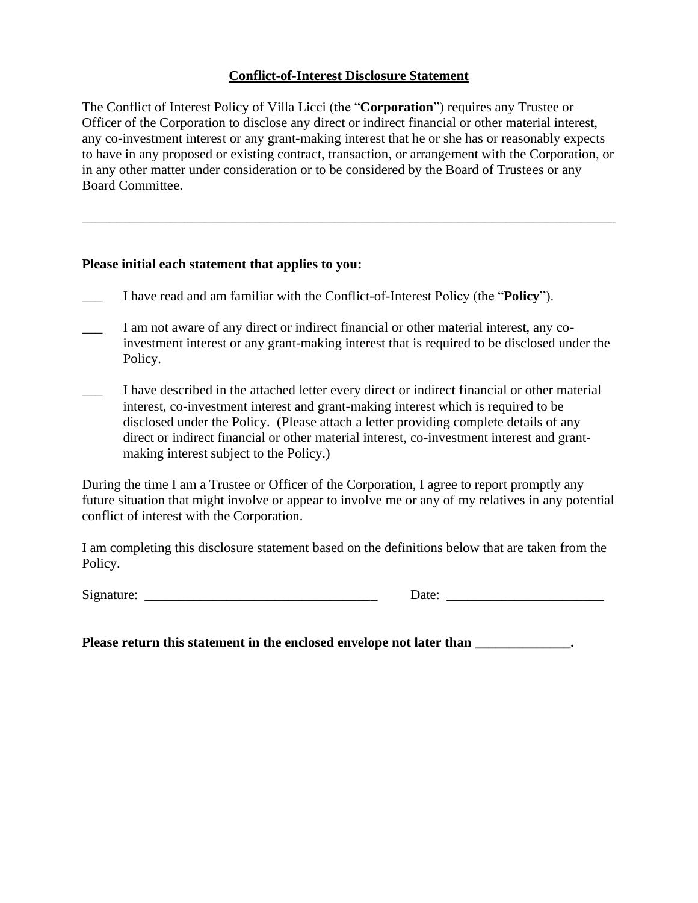**<u>Conflict-of-Interest Disclosure Statement</u>**

The Conflict of Interest Policy of Villa Licci (the "**Corporation**") requires any Trustee or Officer of the Corporation to disclose any direct or indirect financial or other material interest, any co-investment interest or any grant-making interest that he or she has or reasonably expects to have in any proposed or existing contract, transaction, or arrangement with the Corporation, or in any other matter under consideration or to be considered by the Board of Trustees or any Board Committee.

---

**Please initial each statement that applies to you:**

___ I have read and am familiar with the Conflict-of-Interest Policy (the "**Policy**").

___ I am not aware of any direct or indirect financial or other material interest, any co-investment interest or any grant-making interest that is required to be disclosed under the Policy.

___ I have described in the attached letter every direct or indirect financial or other material interest, co-investment interest and grant-making interest which is required to be disclosed under the Policy. (Please attach a letter providing complete details of any direct or indirect financial or other material interest, co-investment interest and grant-making interest subject to the Policy.)

During the time I am a Trustee or Officer of the Corporation, I agree to report promptly any future situation that might involve or appear to involve me or any of my relatives in any potential conflict of interest with the Corporation.

I am completing this disclosure statement based on the definitions below that are taken from the Policy.

Signature: ___________________________________ Date: _______________________

**Please return this statement in the enclosed envelope not later than ______________.**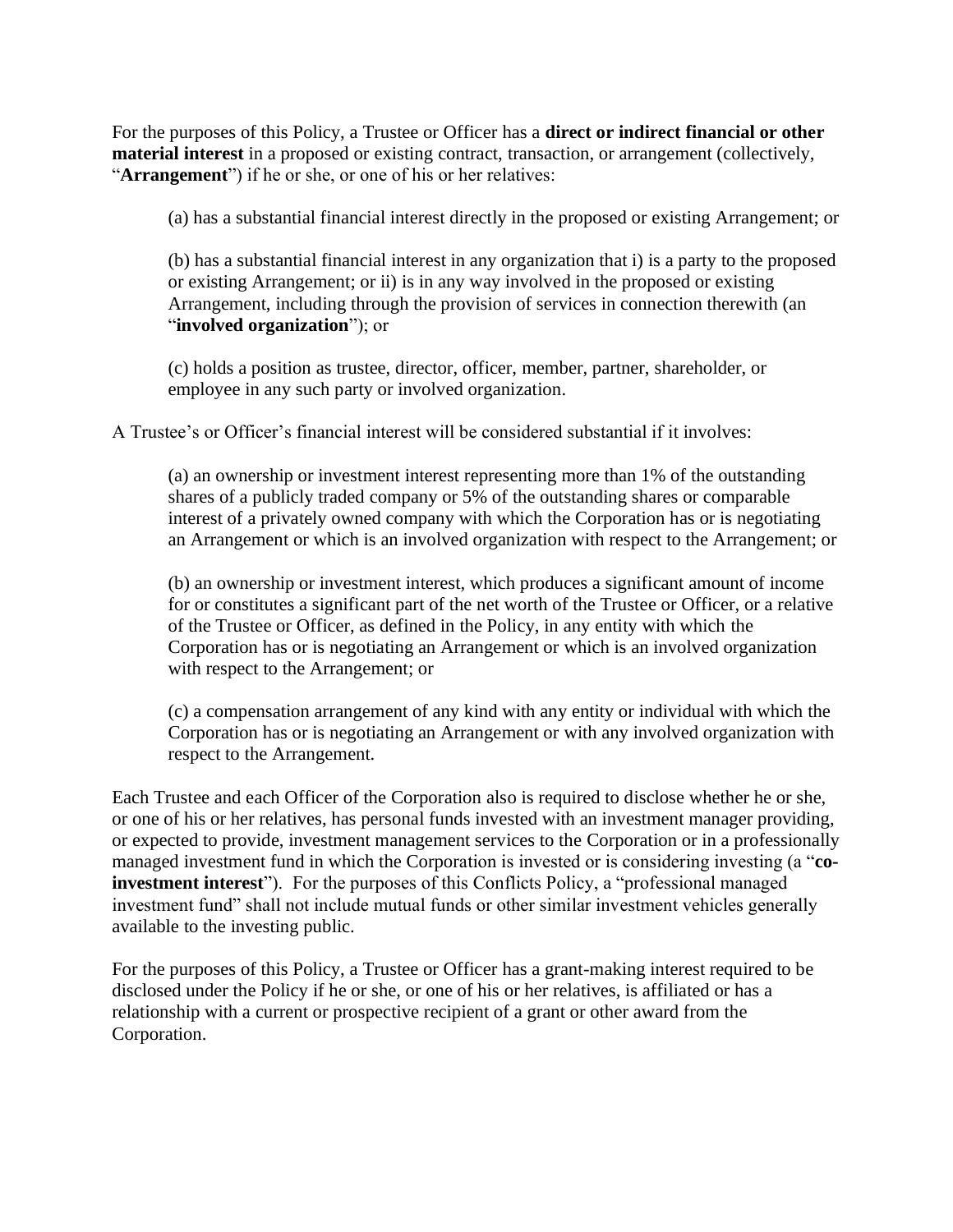For the purposes of this Policy, a Trustee or Officer has a **direct or indirect financial or other material interest** in a proposed or existing contract, transaction, or arrangement (collectively, "**Arrangement**") if he or she, or one of his or her relatives:

(a) has a substantial financial interest directly in the proposed or existing Arrangement; or

(b) has a substantial financial interest in any organization that i) is a party to the proposed or existing Arrangement; or ii) is in any way involved in the proposed or existing Arrangement, including through the provision of services in connection therewith (an "**involved organization**"); or

(c) holds a position as trustee, director, officer, member, partner, shareholder, or employee in any such party or involved organization.

A Trustee's or Officer's financial interest will be considered substantial if it involves:

(a) an ownership or investment interest representing more than 1% of the outstanding shares of a publicly traded company or 5% of the outstanding shares or comparable interest of a privately owned company with which the Corporation has or is negotiating an Arrangement or which is an involved organization with respect to the Arrangement; or

(b) an ownership or investment interest, which produces a significant amount of income for or constitutes a significant part of the net worth of the Trustee or Officer, or a relative of the Trustee or Officer, as defined in the Policy, in any entity with which the Corporation has or is negotiating an Arrangement or which is an involved organization with respect to the Arrangement; or

(c) a compensation arrangement of any kind with any entity or individual with which the Corporation has or is negotiating an Arrangement or with any involved organization with respect to the Arrangement.

Each Trustee and each Officer of the Corporation also is required to disclose whether he or she, or one of his or her relatives, has personal funds invested with an investment manager providing, or expected to provide, investment management services to the Corporation or in a professionally managed investment fund in which the Corporation is invested or is considering investing (a "**co-investment interest**"). For the purposes of this Conflicts Policy, a "professional managed investment fund" shall not include mutual funds or other similar investment vehicles generally available to the investing public.

For the purposes of this Policy, a Trustee or Officer has a grant-making interest required to be disclosed under the Policy if he or she, or one of his or her relatives, is affiliated or has a relationship with a current or prospective recipient of a grant or other award from the Corporation.